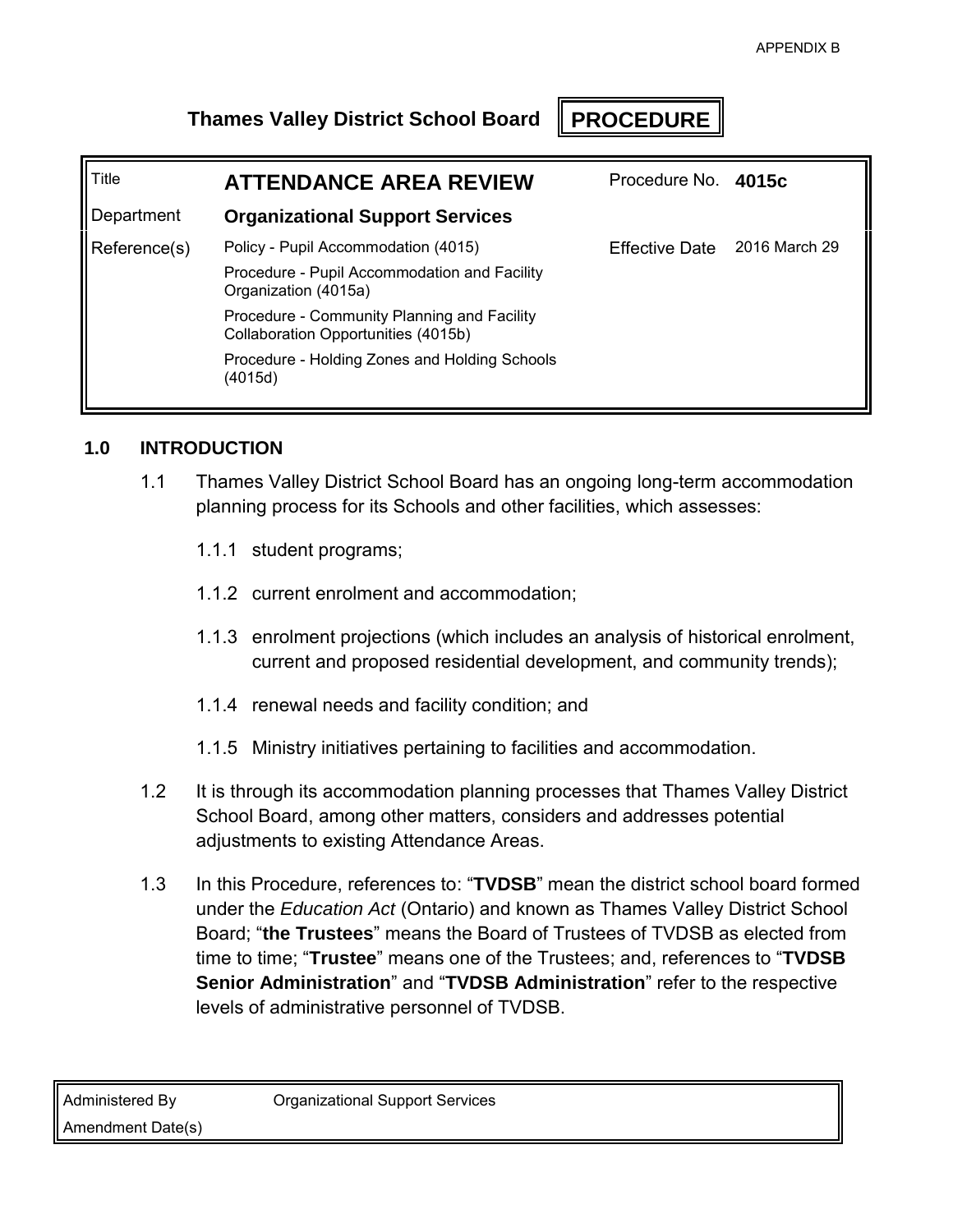APPENDIX B

**Thames Valley District School Board** **PROCEDURE**

| Title | **ATTENDANCE AREA REVIEW** | Procedure No. | **4015c** |
|---|---|---|---|
| Department | **Organizational Support Services** | | |
| Reference(s) | Policy - Pupil Accommodation (4015)<br>Procedure - Pupil Accommodation and Facility Organization (4015a)<br>Procedure - Community Planning and Facility Collaboration Opportunities (4015b)<br>Procedure - Holding Zones and Holding Schools (4015d) | Effective Date | 2016 March 29 |

## 1.0 INTRODUCTION

1.1 Thames Valley District School Board has an ongoing long-term accommodation planning process for its Schools and other facilities, which assesses:

1.1.1 student programs;

1.1.2 current enrolment and accommodation;

1.1.3 enrolment projections (which includes an analysis of historical enrolment, current and proposed residential development, and community trends);

1.1.4 renewal needs and facility condition; and

1.1.5 Ministry initiatives pertaining to facilities and accommodation.

1.2 It is through its accommodation planning processes that Thames Valley District School Board, among other matters, considers and addresses potential adjustments to existing Attendance Areas.

1.3 In this Procedure, references to: "**TVDSB**" mean the district school board formed under the *Education Act* (Ontario) and known as Thames Valley District School Board; "**the Trustees**" means the Board of Trustees of TVDSB as elected from time to time; "**Trustee**" means one of the Trustees; and, references to "**TVDSB Senior Administration**" and "**TVDSB Administration**" refer to the respective levels of administrative personnel of TVDSB.

| Administered By | Organizational Support Services |
|---|---|
| Amendment Date(s) | |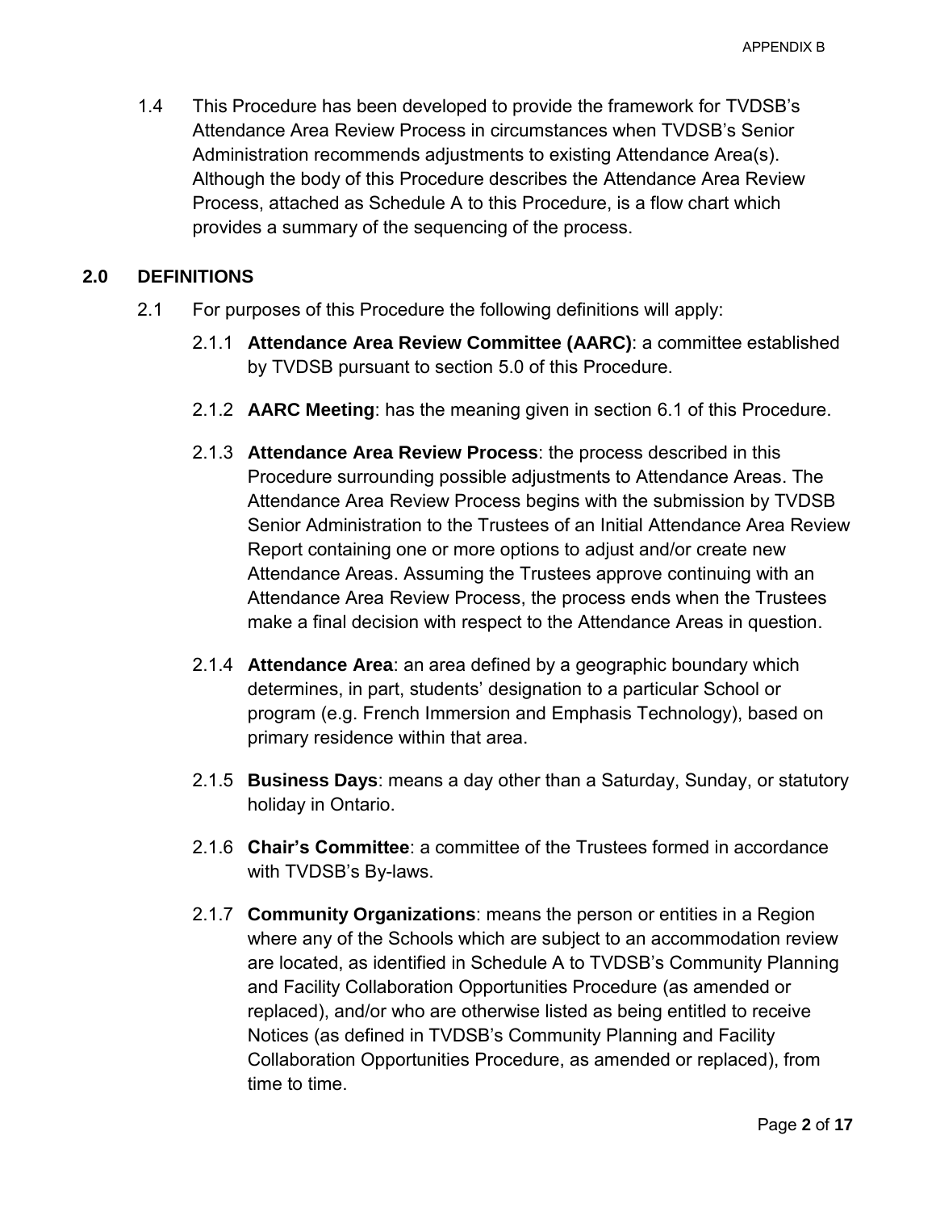1.4 This Procedure has been developed to provide the framework for TVDSB's Attendance Area Review Process in circumstances when TVDSB's Senior Administration recommends adjustments to existing Attendance Area(s). Although the body of this Procedure describes the Attendance Area Review Process, attached as Schedule A to this Procedure, is a flow chart which provides a summary of the sequencing of the process.

## 2.0 DEFINITIONS

2.1 For purposes of this Procedure the following definitions will apply:

2.1.1 **Attendance Area Review Committee (AARC)**: a committee established by TVDSB pursuant to section 5.0 of this Procedure.

2.1.2 **AARC Meeting**: has the meaning given in section 6.1 of this Procedure.

2.1.3 **Attendance Area Review Process**: the process described in this Procedure surrounding possible adjustments to Attendance Areas. The Attendance Area Review Process begins with the submission by TVDSB Senior Administration to the Trustees of an Initial Attendance Area Review Report containing one or more options to adjust and/or create new Attendance Areas. Assuming the Trustees approve continuing with an Attendance Area Review Process, the process ends when the Trustees make a final decision with respect to the Attendance Areas in question.

2.1.4 **Attendance Area**: an area defined by a geographic boundary which determines, in part, students' designation to a particular School or program (e.g. French Immersion and Emphasis Technology), based on primary residence within that area.

2.1.5 **Business Days**: means a day other than a Saturday, Sunday, or statutory holiday in Ontario.

2.1.6 **Chair's Committee**: a committee of the Trustees formed in accordance with TVDSB's By-laws.

2.1.7 **Community Organizations**: means the person or entities in a Region where any of the Schools which are subject to an accommodation review are located, as identified in Schedule A to TVDSB's Community Planning and Facility Collaboration Opportunities Procedure (as amended or replaced), and/or who are otherwise listed as being entitled to receive Notices (as defined in TVDSB's Community Planning and Facility Collaboration Opportunities Procedure, as amended or replaced), from time to time.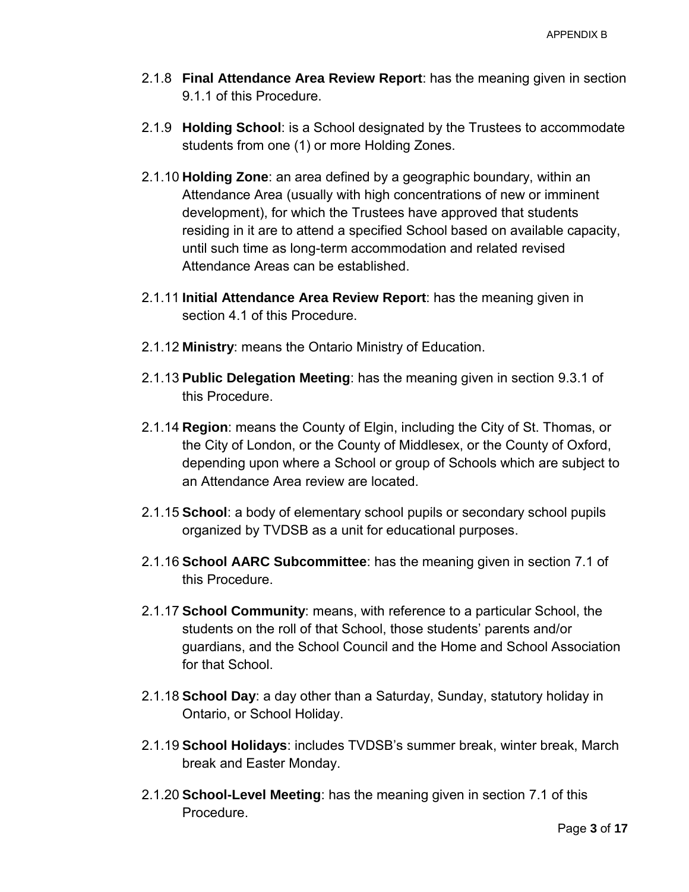2.1.8 **Final Attendance Area Review Report**: has the meaning given in section 9.1.1 of this Procedure.

2.1.9 **Holding School**: is a School designated by the Trustees to accommodate students from one (1) or more Holding Zones.

2.1.10 **Holding Zone**: an area defined by a geographic boundary, within an Attendance Area (usually with high concentrations of new or imminent development), for which the Trustees have approved that students residing in it are to attend a specified School based on available capacity, until such time as long-term accommodation and related revised Attendance Areas can be established.

2.1.11 **Initial Attendance Area Review Report**: has the meaning given in section 4.1 of this Procedure.

2.1.12 **Ministry**: means the Ontario Ministry of Education.

2.1.13 **Public Delegation Meeting**: has the meaning given in section 9.3.1 of this Procedure.

2.1.14 **Region**: means the County of Elgin, including the City of St. Thomas, or the City of London, or the County of Middlesex, or the County of Oxford, depending upon where a School or group of Schools which are subject to an Attendance Area review are located.

2.1.15 **School**: a body of elementary school pupils or secondary school pupils organized by TVDSB as a unit for educational purposes.

2.1.16 **School AARC Subcommittee**: has the meaning given in section 7.1 of this Procedure.

2.1.17 **School Community**: means, with reference to a particular School, the students on the roll of that School, those students' parents and/or guardians, and the School Council and the Home and School Association for that School.

2.1.18 **School Day**: a day other than a Saturday, Sunday, statutory holiday in Ontario, or School Holiday.

2.1.19 **School Holidays**: includes TVDSB's summer break, winter break, March break and Easter Monday.

2.1.20 **School-Level Meeting**: has the meaning given in section 7.1 of this Procedure.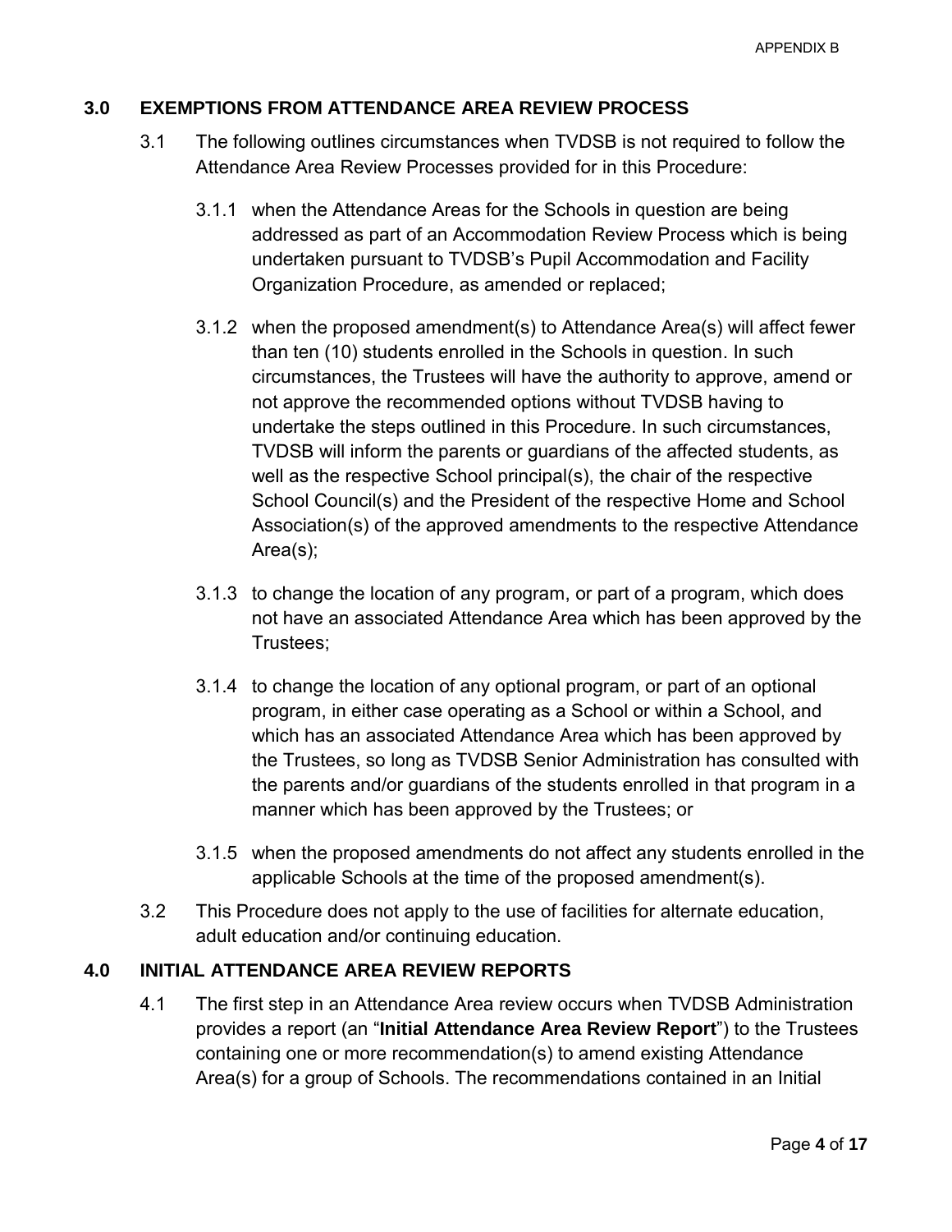## 3.0 EXEMPTIONS FROM ATTENDANCE AREA REVIEW PROCESS

3.1 The following outlines circumstances when TVDSB is not required to follow the Attendance Area Review Processes provided for in this Procedure:

3.1.1 when the Attendance Areas for the Schools in question are being addressed as part of an Accommodation Review Process which is being undertaken pursuant to TVDSB's Pupil Accommodation and Facility Organization Procedure, as amended or replaced;

3.1.2 when the proposed amendment(s) to Attendance Area(s) will affect fewer than ten (10) students enrolled in the Schools in question. In such circumstances, the Trustees will have the authority to approve, amend or not approve the recommended options without TVDSB having to undertake the steps outlined in this Procedure. In such circumstances, TVDSB will inform the parents or guardians of the affected students, as well as the respective School principal(s), the chair of the respective School Council(s) and the President of the respective Home and School Association(s) of the approved amendments to the respective Attendance Area(s);

3.1.3 to change the location of any program, or part of a program, which does not have an associated Attendance Area which has been approved by the Trustees;

3.1.4 to change the location of any optional program, or part of an optional program, in either case operating as a School or within a School, and which has an associated Attendance Area which has been approved by the Trustees, so long as TVDSB Senior Administration has consulted with the parents and/or guardians of the students enrolled in that program in a manner which has been approved by the Trustees; or

3.1.5 when the proposed amendments do not affect any students enrolled in the applicable Schools at the time of the proposed amendment(s).

3.2 This Procedure does not apply to the use of facilities for alternate education, adult education and/or continuing education.

## 4.0 INITIAL ATTENDANCE AREA REVIEW REPORTS

4.1 The first step in an Attendance Area review occurs when TVDSB Administration provides a report (an "**Initial Attendance Area Review Report**") to the Trustees containing one or more recommendation(s) to amend existing Attendance Area(s) for a group of Schools. The recommendations contained in an Initial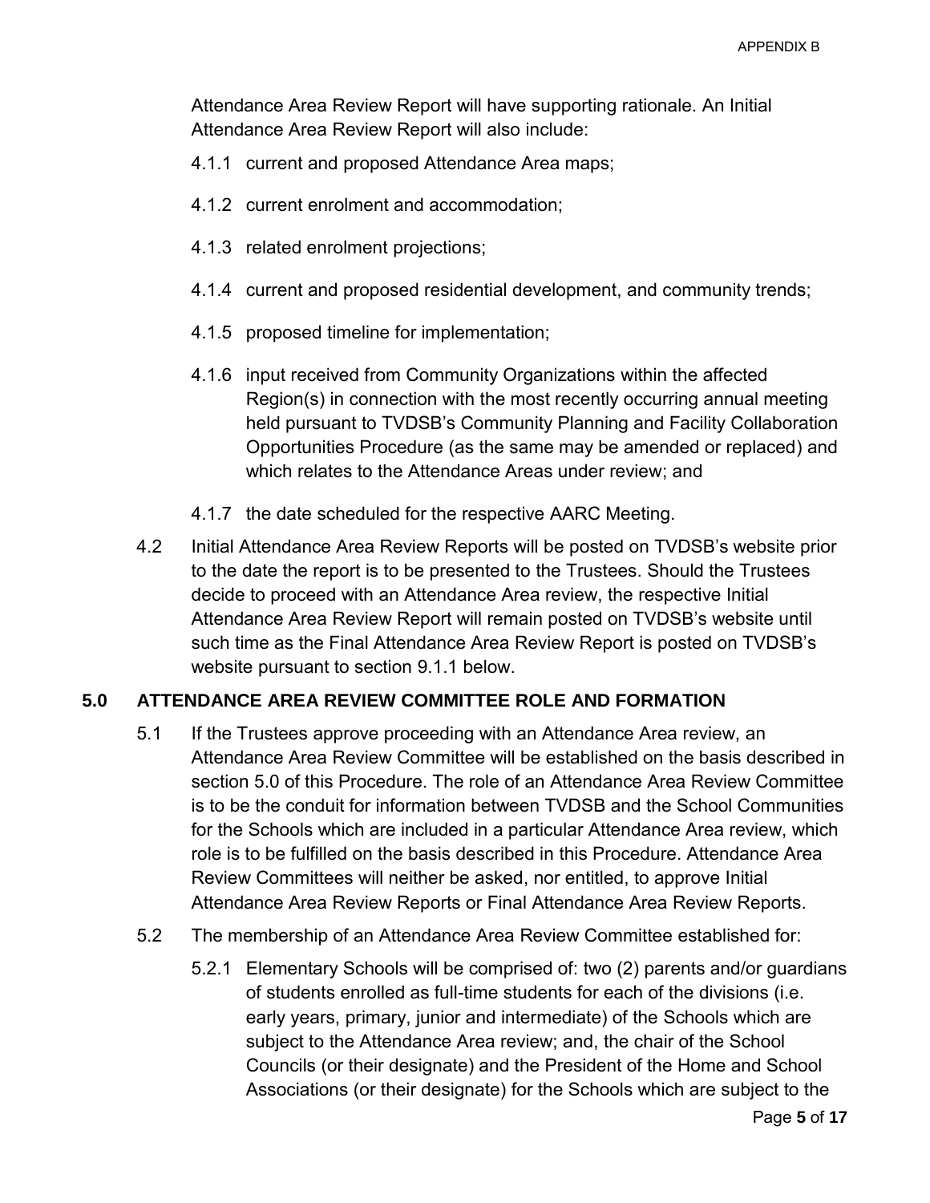Attendance Area Review Report will have supporting rationale. An Initial Attendance Area Review Report will also include:

4.1.1 current and proposed Attendance Area maps;

4.1.2 current enrolment and accommodation;

4.1.3 related enrolment projections;

4.1.4 current and proposed residential development, and community trends;

4.1.5 proposed timeline for implementation;

4.1.6 input received from Community Organizations within the affected Region(s) in connection with the most recently occurring annual meeting held pursuant to TVDSB's Community Planning and Facility Collaboration Opportunities Procedure (as the same may be amended or replaced) and which relates to the Attendance Areas under review; and

4.1.7 the date scheduled for the respective AARC Meeting.

4.2 Initial Attendance Area Review Reports will be posted on TVDSB's website prior to the date the report is to be presented to the Trustees. Should the Trustees decide to proceed with an Attendance Area review, the respective Initial Attendance Area Review Report will remain posted on TVDSB's website until such time as the Final Attendance Area Review Report is posted on TVDSB's website pursuant to section 9.1.1 below.

## 5.0 ATTENDANCE AREA REVIEW COMMITTEE ROLE AND FORMATION

5.1 If the Trustees approve proceeding with an Attendance Area review, an Attendance Area Review Committee will be established on the basis described in section 5.0 of this Procedure. The role of an Attendance Area Review Committee is to be the conduit for information between TVDSB and the School Communities for the Schools which are included in a particular Attendance Area review, which role is to be fulfilled on the basis described in this Procedure. Attendance Area Review Committees will neither be asked, nor entitled, to approve Initial Attendance Area Review Reports or Final Attendance Area Review Reports.

5.2 The membership of an Attendance Area Review Committee established for:

5.2.1 Elementary Schools will be comprised of: two (2) parents and/or guardians of students enrolled as full-time students for each of the divisions (i.e. early years, primary, junior and intermediate) of the Schools which are subject to the Attendance Area review; and, the chair of the School Councils (or their designate) and the President of the Home and School Associations (or their designate) for the Schools which are subject to the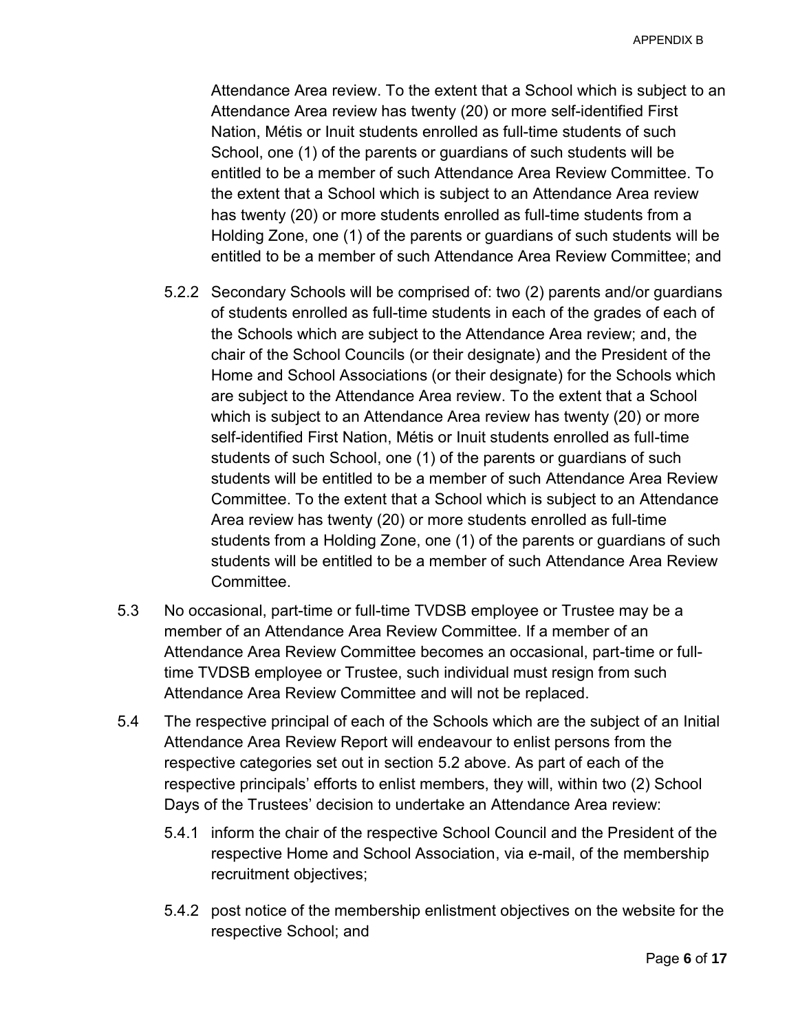Attendance Area review. To the extent that a School which is subject to an Attendance Area review has twenty (20) or more self-identified First Nation, Métis or Inuit students enrolled as full-time students of such School, one (1) of the parents or guardians of such students will be entitled to be a member of such Attendance Area Review Committee. To the extent that a School which is subject to an Attendance Area review has twenty (20) or more students enrolled as full-time students from a Holding Zone, one (1) of the parents or guardians of such students will be entitled to be a member of such Attendance Area Review Committee; and

5.2.2 Secondary Schools will be comprised of: two (2) parents and/or guardians of students enrolled as full-time students in each of the grades of each of the Schools which are subject to the Attendance Area review; and, the chair of the School Councils (or their designate) and the President of the Home and School Associations (or their designate) for the Schools which are subject to the Attendance Area review. To the extent that a School which is subject to an Attendance Area review has twenty (20) or more self-identified First Nation, Métis or Inuit students enrolled as full-time students of such School, one (1) of the parents or guardians of such students will be entitled to be a member of such Attendance Area Review Committee. To the extent that a School which is subject to an Attendance Area review has twenty (20) or more students enrolled as full-time students from a Holding Zone, one (1) of the parents or guardians of such students will be entitled to be a member of such Attendance Area Review Committee.

5.3 No occasional, part-time or full-time TVDSB employee or Trustee may be a member of an Attendance Area Review Committee. If a member of an Attendance Area Review Committee becomes an occasional, part-time or full-time TVDSB employee or Trustee, such individual must resign from such Attendance Area Review Committee and will not be replaced.

5.4 The respective principal of each of the Schools which are the subject of an Initial Attendance Area Review Report will endeavour to enlist persons from the respective categories set out in section 5.2 above. As part of each of the respective principals' efforts to enlist members, they will, within two (2) School Days of the Trustees' decision to undertake an Attendance Area review:

5.4.1 inform the chair of the respective School Council and the President of the respective Home and School Association, via e-mail, of the membership recruitment objectives;

5.4.2 post notice of the membership enlistment objectives on the website for the respective School; and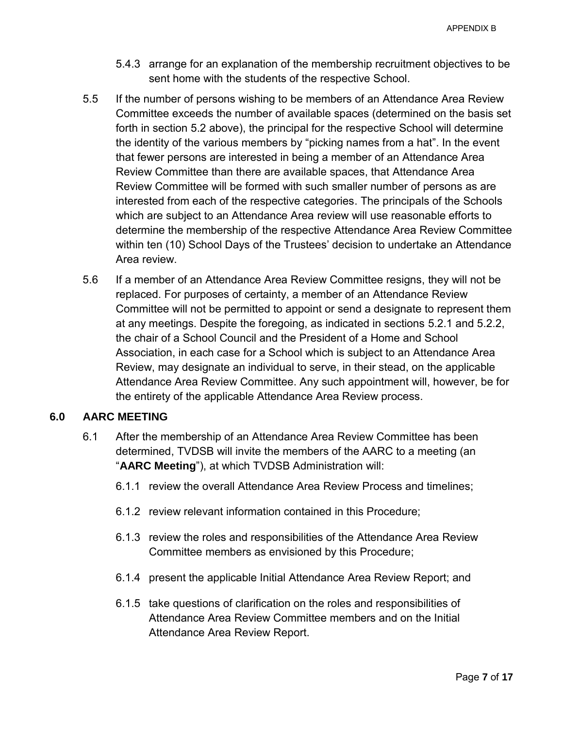5.4.3 arrange for an explanation of the membership recruitment objectives to be sent home with the students of the respective School.

5.5 If the number of persons wishing to be members of an Attendance Area Review Committee exceeds the number of available spaces (determined on the basis set forth in section 5.2 above), the principal for the respective School will determine the identity of the various members by "picking names from a hat". In the event that fewer persons are interested in being a member of an Attendance Area Review Committee than there are available spaces, that Attendance Area Review Committee will be formed with such smaller number of persons as are interested from each of the respective categories. The principals of the Schools which are subject to an Attendance Area review will use reasonable efforts to determine the membership of the respective Attendance Area Review Committee within ten (10) School Days of the Trustees' decision to undertake an Attendance Area review.

5.6 If a member of an Attendance Area Review Committee resigns, they will not be replaced. For purposes of certainty, a member of an Attendance Review Committee will not be permitted to appoint or send a designate to represent them at any meetings. Despite the foregoing, as indicated in sections 5.2.1 and 5.2.2, the chair of a School Council and the President of a Home and School Association, in each case for a School which is subject to an Attendance Area Review, may designate an individual to serve, in their stead, on the applicable Attendance Area Review Committee. Any such appointment will, however, be for the entirety of the applicable Attendance Area Review process.

## 6.0 AARC MEETING

6.1 After the membership of an Attendance Area Review Committee has been determined, TVDSB will invite the members of the AARC to a meeting (an "**AARC Meeting**"), at which TVDSB Administration will:

6.1.1 review the overall Attendance Area Review Process and timelines;

6.1.2 review relevant information contained in this Procedure;

6.1.3 review the roles and responsibilities of the Attendance Area Review Committee members as envisioned by this Procedure;

6.1.4 present the applicable Initial Attendance Area Review Report; and

6.1.5 take questions of clarification on the roles and responsibilities of Attendance Area Review Committee members and on the Initial Attendance Area Review Report.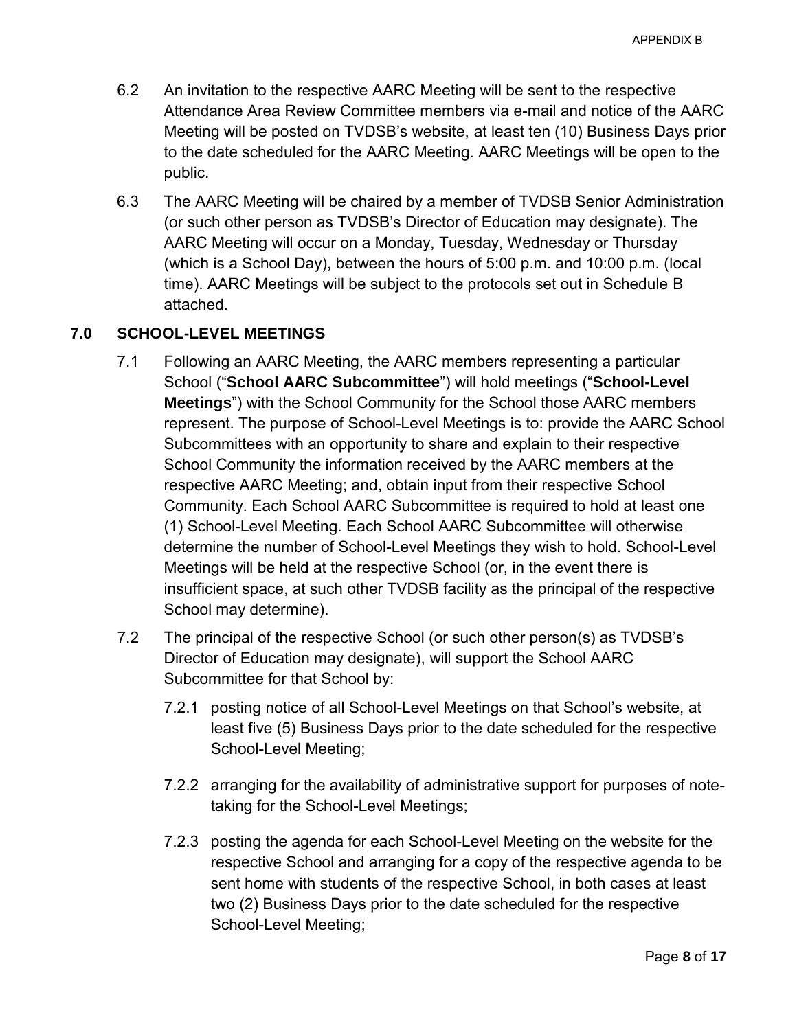6.2 An invitation to the respective AARC Meeting will be sent to the respective Attendance Area Review Committee members via e-mail and notice of the AARC Meeting will be posted on TVDSB's website, at least ten (10) Business Days prior to the date scheduled for the AARC Meeting. AARC Meetings will be open to the public.

6.3 The AARC Meeting will be chaired by a member of TVDSB Senior Administration (or such other person as TVDSB's Director of Education may designate). The AARC Meeting will occur on a Monday, Tuesday, Wednesday or Thursday (which is a School Day), between the hours of 5:00 p.m. and 10:00 p.m. (local time). AARC Meetings will be subject to the protocols set out in Schedule B attached.

## 7.0 SCHOOL-LEVEL MEETINGS

7.1 Following an AARC Meeting, the AARC members representing a particular School ("**School AARC Subcommittee**") will hold meetings ("**School-Level Meetings**") with the School Community for the School those AARC members represent. The purpose of School-Level Meetings is to: provide the AARC School Subcommittees with an opportunity to share and explain to their respective School Community the information received by the AARC members at the respective AARC Meeting; and, obtain input from their respective School Community. Each School AARC Subcommittee is required to hold at least one (1) School-Level Meeting. Each School AARC Subcommittee will otherwise determine the number of School-Level Meetings they wish to hold. School-Level Meetings will be held at the respective School (or, in the event there is insufficient space, at such other TVDSB facility as the principal of the respective School may determine).

7.2 The principal of the respective School (or such other person(s) as TVDSB's Director of Education may designate), will support the School AARC Subcommittee for that School by:

7.2.1 posting notice of all School-Level Meetings on that School's website, at least five (5) Business Days prior to the date scheduled for the respective School-Level Meeting;

7.2.2 arranging for the availability of administrative support for purposes of note-taking for the School-Level Meetings;

7.2.3 posting the agenda for each School-Level Meeting on the website for the respective School and arranging for a copy of the respective agenda to be sent home with students of the respective School, in both cases at least two (2) Business Days prior to the date scheduled for the respective School-Level Meeting;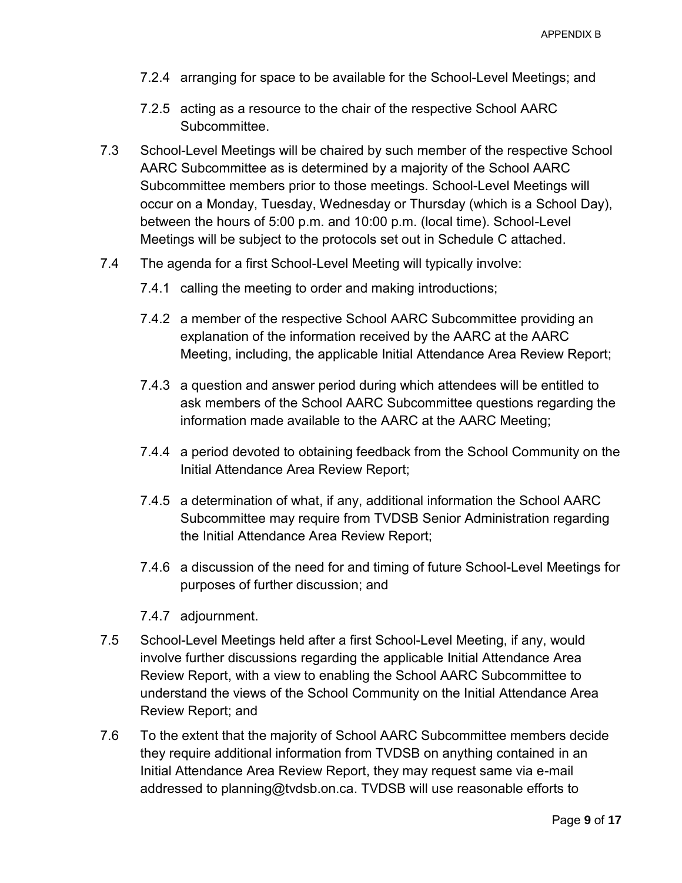7.2.4 arranging for space to be available for the School-Level Meetings; and

7.2.5 acting as a resource to the chair of the respective School AARC Subcommittee.

7.3 School-Level Meetings will be chaired by such member of the respective School AARC Subcommittee as is determined by a majority of the School AARC Subcommittee members prior to those meetings. School-Level Meetings will occur on a Monday, Tuesday, Wednesday or Thursday (which is a School Day), between the hours of 5:00 p.m. and 10:00 p.m. (local time). School-Level Meetings will be subject to the protocols set out in Schedule C attached.

7.4 The agenda for a first School-Level Meeting will typically involve:

7.4.1 calling the meeting to order and making introductions;

7.4.2 a member of the respective School AARC Subcommittee providing an explanation of the information received by the AARC at the AARC Meeting, including, the applicable Initial Attendance Area Review Report;

7.4.3 a question and answer period during which attendees will be entitled to ask members of the School AARC Subcommittee questions regarding the information made available to the AARC at the AARC Meeting;

7.4.4 a period devoted to obtaining feedback from the School Community on the Initial Attendance Area Review Report;

7.4.5 a determination of what, if any, additional information the School AARC Subcommittee may require from TVDSB Senior Administration regarding the Initial Attendance Area Review Report;

7.4.6 a discussion of the need for and timing of future School-Level Meetings for purposes of further discussion; and

7.4.7 adjournment.

7.5 School-Level Meetings held after a first School-Level Meeting, if any, would involve further discussions regarding the applicable Initial Attendance Area Review Report, with a view to enabling the School AARC Subcommittee to understand the views of the School Community on the Initial Attendance Area Review Report; and

7.6 To the extent that the majority of School AARC Subcommittee members decide they require additional information from TVDSB on anything contained in an Initial Attendance Area Review Report, they may request same via e-mail addressed to planning@tvdsb.on.ca. TVDSB will use reasonable efforts to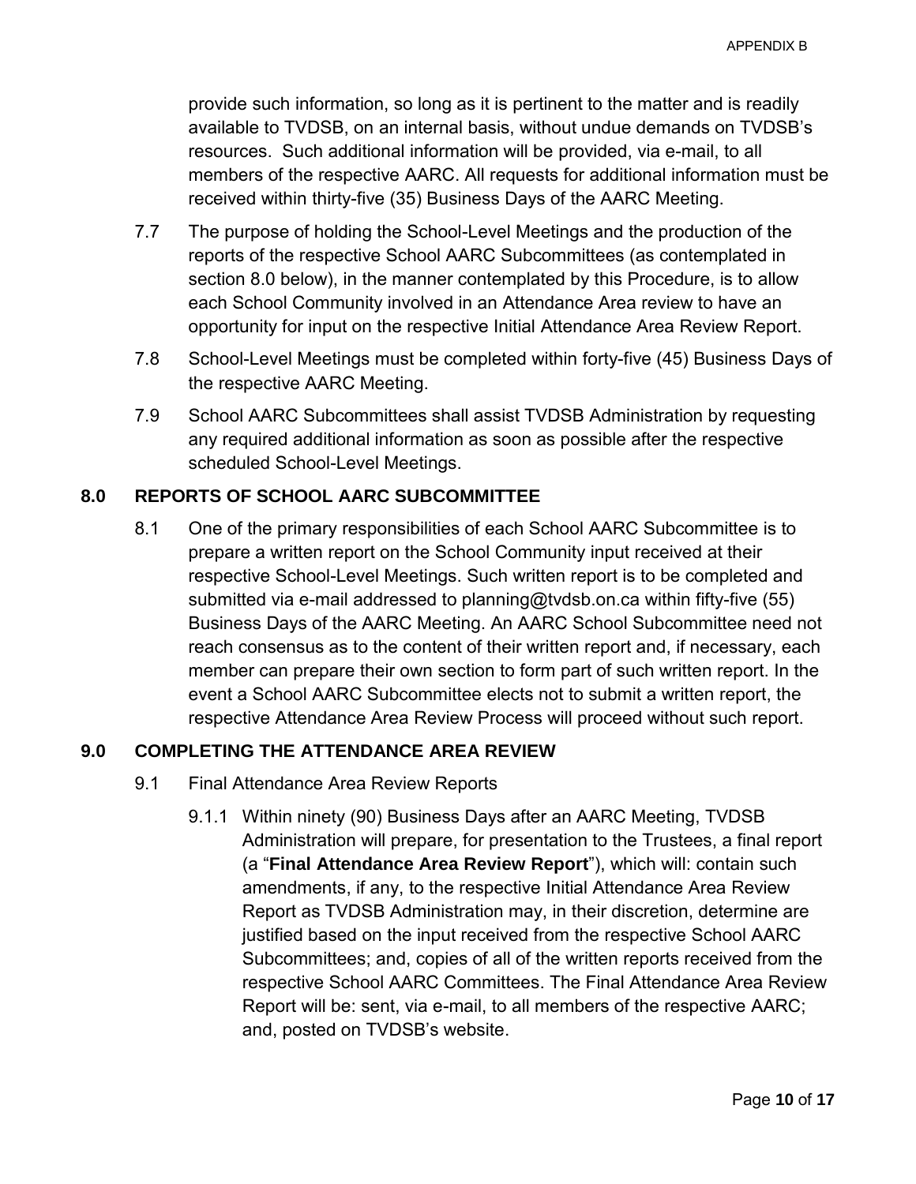provide such information, so long as it is pertinent to the matter and is readily available to TVDSB, on an internal basis, without undue demands on TVDSB's resources. Such additional information will be provided, via e-mail, to all members of the respective AARC. All requests for additional information must be received within thirty-five (35) Business Days of the AARC Meeting.

7.7 The purpose of holding the School-Level Meetings and the production of the reports of the respective School AARC Subcommittees (as contemplated in section 8.0 below), in the manner contemplated by this Procedure, is to allow each School Community involved in an Attendance Area review to have an opportunity for input on the respective Initial Attendance Area Review Report.

7.8 School-Level Meetings must be completed within forty-five (45) Business Days of the respective AARC Meeting.

7.9 School AARC Subcommittees shall assist TVDSB Administration by requesting any required additional information as soon as possible after the respective scheduled School-Level Meetings.

## 8.0 REPORTS OF SCHOOL AARC SUBCOMMITTEE

8.1 One of the primary responsibilities of each School AARC Subcommittee is to prepare a written report on the School Community input received at their respective School-Level Meetings. Such written report is to be completed and submitted via e-mail addressed to planning@tvdsb.on.ca within fifty-five (55) Business Days of the AARC Meeting. An AARC School Subcommittee need not reach consensus as to the content of their written report and, if necessary, each member can prepare their own section to form part of such written report. In the event a School AARC Subcommittee elects not to submit a written report, the respective Attendance Area Review Process will proceed without such report.

## 9.0 COMPLETING THE ATTENDANCE AREA REVIEW

9.1 Final Attendance Area Review Reports

9.1.1 Within ninety (90) Business Days after an AARC Meeting, TVDSB Administration will prepare, for presentation to the Trustees, a final report (a "**Final Attendance Area Review Report**"), which will: contain such amendments, if any, to the respective Initial Attendance Area Review Report as TVDSB Administration may, in their discretion, determine are justified based on the input received from the respective School AARC Subcommittees; and, copies of all of the written reports received from the respective School AARC Committees. The Final Attendance Area Review Report will be: sent, via e-mail, to all members of the respective AARC; and, posted on TVDSB's website.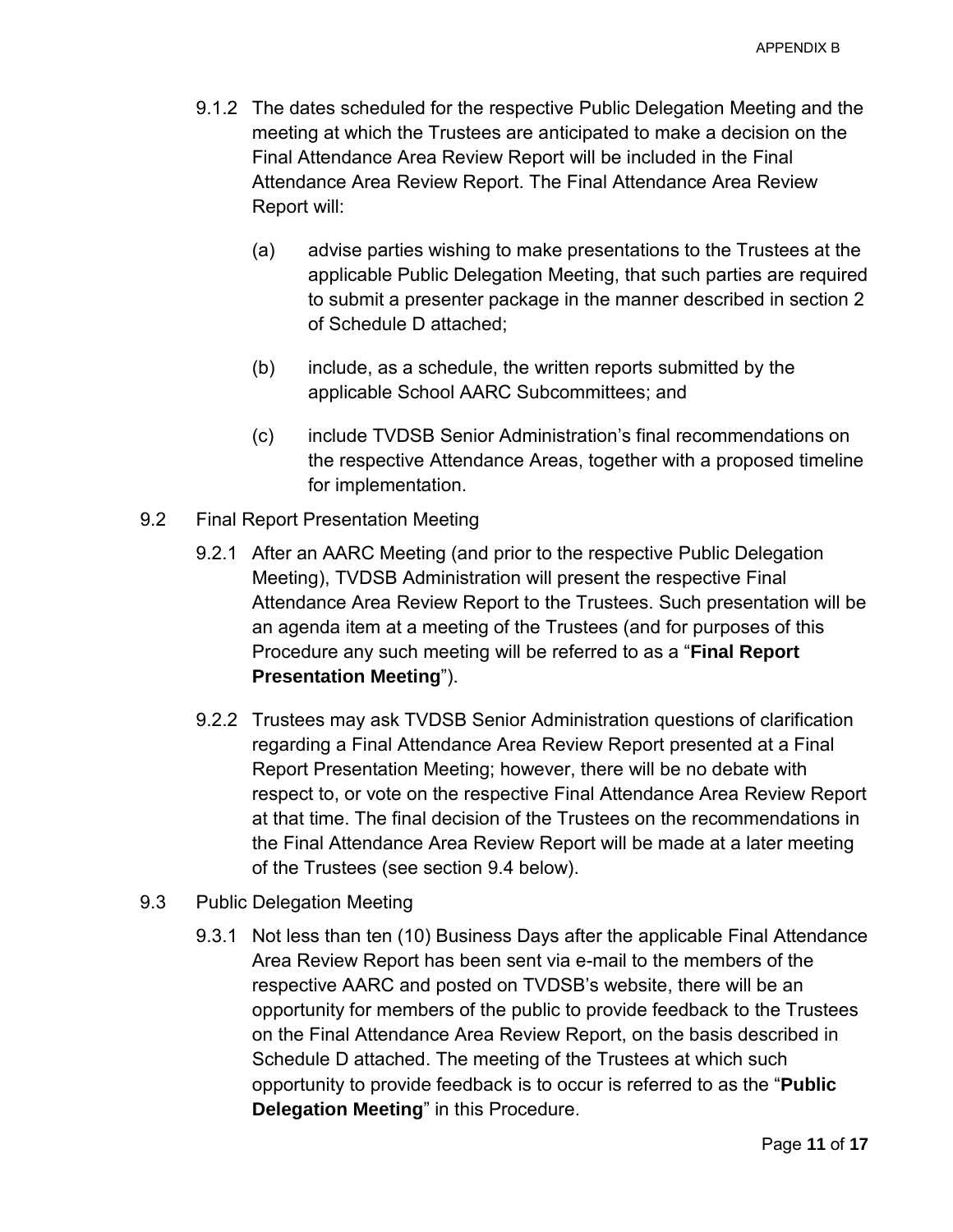9.1.2 The dates scheduled for the respective Public Delegation Meeting and the meeting at which the Trustees are anticipated to make a decision on the Final Attendance Area Review Report will be included in the Final Attendance Area Review Report. The Final Attendance Area Review Report will:

(a) advise parties wishing to make presentations to the Trustees at the applicable Public Delegation Meeting, that such parties are required to submit a presenter package in the manner described in section 2 of Schedule D attached;

(b) include, as a schedule, the written reports submitted by the applicable School AARC Subcommittees; and

(c) include TVDSB Senior Administration's final recommendations on the respective Attendance Areas, together with a proposed timeline for implementation.

9.2 Final Report Presentation Meeting

9.2.1 After an AARC Meeting (and prior to the respective Public Delegation Meeting), TVDSB Administration will present the respective Final Attendance Area Review Report to the Trustees. Such presentation will be an agenda item at a meeting of the Trustees (and for purposes of this Procedure any such meeting will be referred to as a "**Final Report Presentation Meeting**").

9.2.2 Trustees may ask TVDSB Senior Administration questions of clarification regarding a Final Attendance Area Review Report presented at a Final Report Presentation Meeting; however, there will be no debate with respect to, or vote on the respective Final Attendance Area Review Report at that time. The final decision of the Trustees on the recommendations in the Final Attendance Area Review Report will be made at a later meeting of the Trustees (see section 9.4 below).

9.3 Public Delegation Meeting

9.3.1 Not less than ten (10) Business Days after the applicable Final Attendance Area Review Report has been sent via e-mail to the members of the respective AARC and posted on TVDSB's website, there will be an opportunity for members of the public to provide feedback to the Trustees on the Final Attendance Area Review Report, on the basis described in Schedule D attached. The meeting of the Trustees at which such opportunity to provide feedback is to occur is referred to as the "**Public Delegation Meeting**" in this Procedure.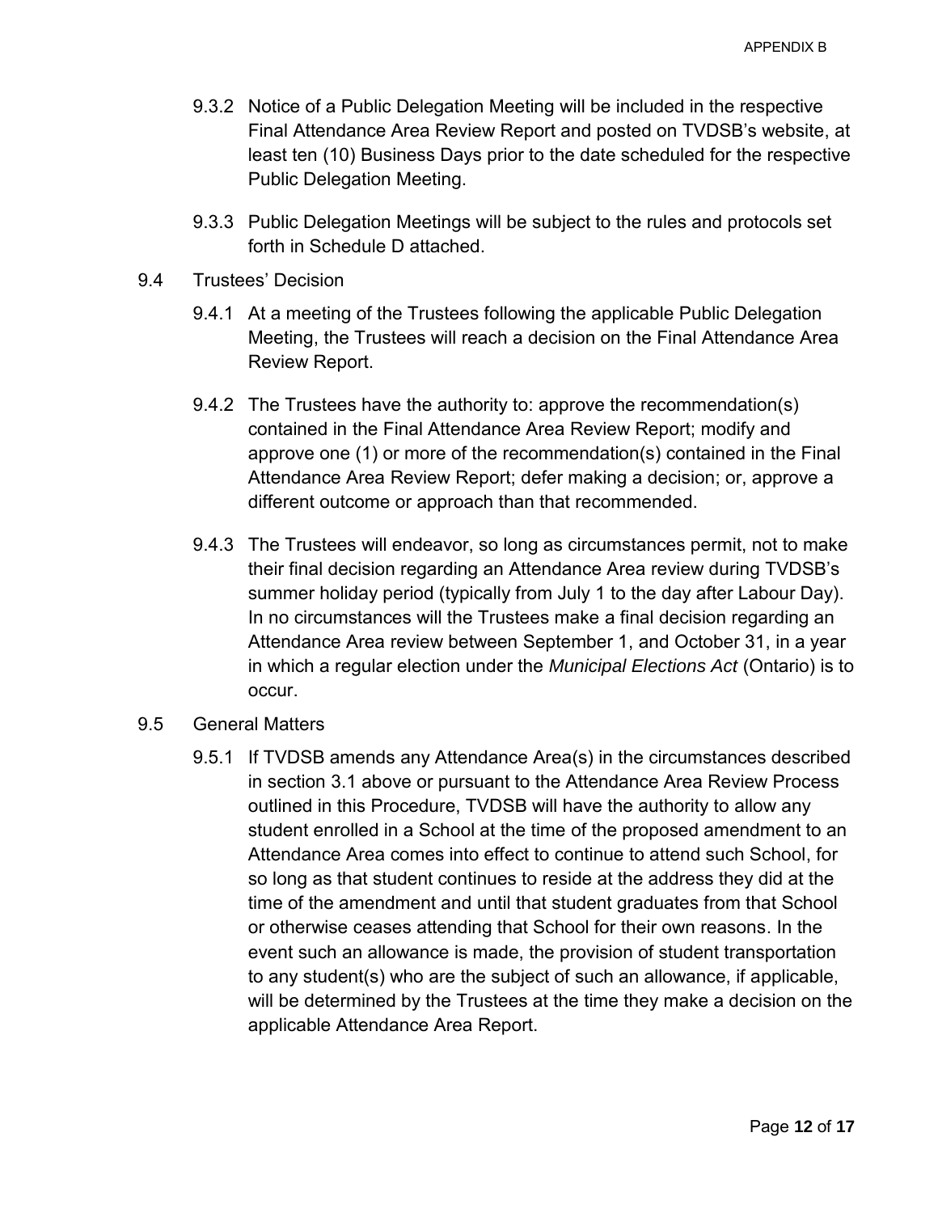9.3.2 Notice of a Public Delegation Meeting will be included in the respective Final Attendance Area Review Report and posted on TVDSB's website, at least ten (10) Business Days prior to the date scheduled for the respective Public Delegation Meeting.

9.3.3 Public Delegation Meetings will be subject to the rules and protocols set forth in Schedule D attached.

9.4 Trustees' Decision

9.4.1 At a meeting of the Trustees following the applicable Public Delegation Meeting, the Trustees will reach a decision on the Final Attendance Area Review Report.

9.4.2 The Trustees have the authority to: approve the recommendation(s) contained in the Final Attendance Area Review Report; modify and approve one (1) or more of the recommendation(s) contained in the Final Attendance Area Review Report; defer making a decision; or, approve a different outcome or approach than that recommended.

9.4.3 The Trustees will endeavor, so long as circumstances permit, not to make their final decision regarding an Attendance Area review during TVDSB's summer holiday period (typically from July 1 to the day after Labour Day). In no circumstances will the Trustees make a final decision regarding an Attendance Area review between September 1, and October 31, in a year in which a regular election under the *Municipal Elections Act* (Ontario) is to occur.

9.5 General Matters

9.5.1 If TVDSB amends any Attendance Area(s) in the circumstances described in section 3.1 above or pursuant to the Attendance Area Review Process outlined in this Procedure, TVDSB will have the authority to allow any student enrolled in a School at the time of the proposed amendment to an Attendance Area comes into effect to continue to attend such School, for so long as that student continues to reside at the address they did at the time of the amendment and until that student graduates from that School or otherwise ceases attending that School for their own reasons. In the event such an allowance is made, the provision of student transportation to any student(s) who are the subject of such an allowance, if applicable, will be determined by the Trustees at the time they make a decision on the applicable Attendance Area Report.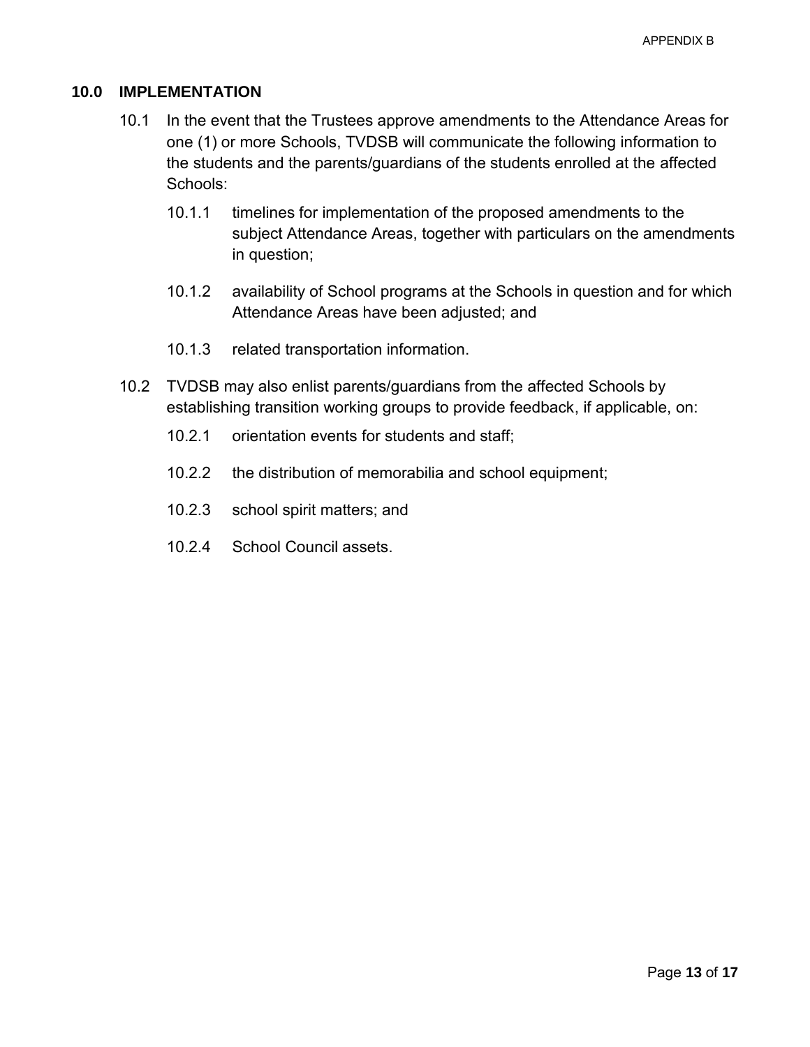## 10.0 IMPLEMENTATION

10.1 In the event that the Trustees approve amendments to the Attendance Areas for one (1) or more Schools, TVDSB will communicate the following information to the students and the parents/guardians of the students enrolled at the affected Schools:

10.1.1 timelines for implementation of the proposed amendments to the subject Attendance Areas, together with particulars on the amendments in question;

10.1.2 availability of School programs at the Schools in question and for which Attendance Areas have been adjusted; and

10.1.3 related transportation information.

10.2 TVDSB may also enlist parents/guardians from the affected Schools by establishing transition working groups to provide feedback, if applicable, on:

10.2.1 orientation events for students and staff;

10.2.2 the distribution of memorabilia and school equipment;

10.2.3 school spirit matters; and

10.2.4 School Council assets.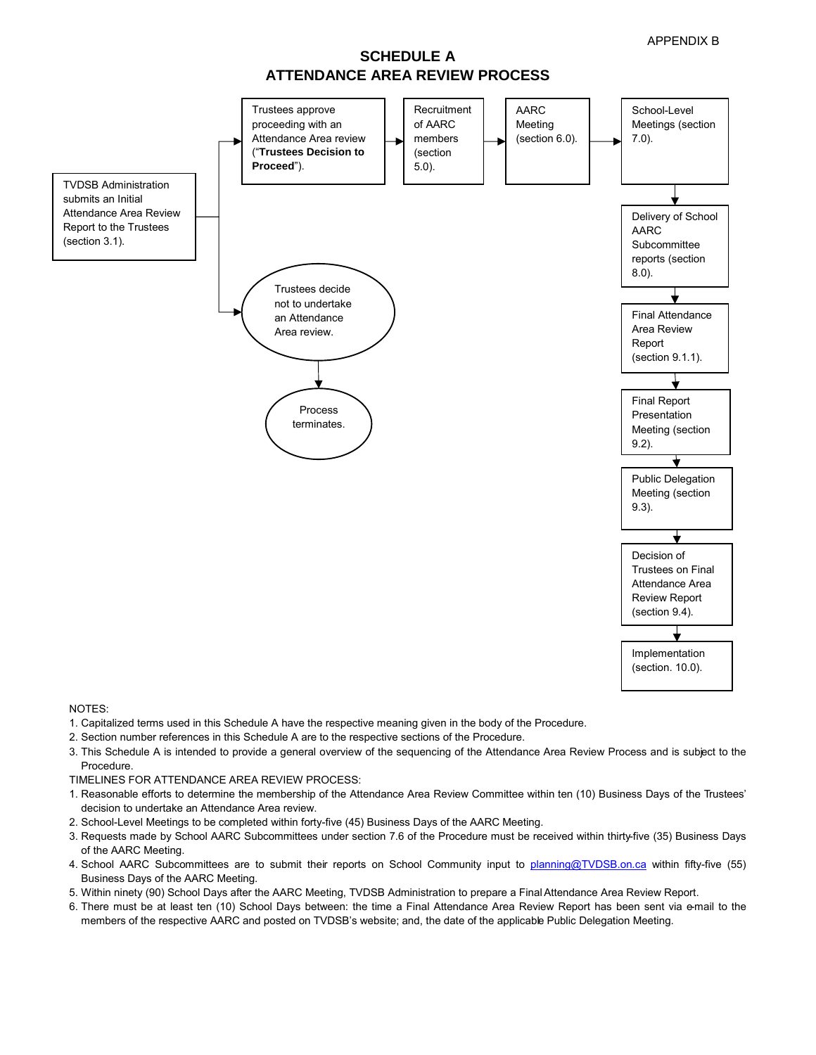APPENDIX B

# SCHEDULE A
# ATTENDANCE AREA REVIEW PROCESS

TVDSB Administration submits an Initial Attendance Area Review Report to the Trustees (section 3.1).

Trustees approve proceeding with an Attendance Area review (“**Trustees Decision to Proceed**”).

Recruitment of AARC members (section 5.0).

AARC Meeting (section 6.0).

School-Level Meetings (section 7.0).

Delivery of School AARC Subcommittee reports (section 8.0).

Final Attendance Area Review Report (section 9.1.1).

Final Report Presentation Meeting (section 9.2).

Public Delegation Meeting (section 9.3).

Decision of Trustees on Final Attendance Area Review Report (section 9.4).

Implementation (section. 10.0).

Trustees decide not to undertake an Attendance Area review.

Process terminates.

NOTES:

1. Capitalized terms used in this Schedule A have the respective meaning given in the body of the Procedure.
2. Section number references in this Schedule A are to the respective sections of the Procedure.
3. This Schedule A is intended to provide a general overview of the sequencing of the Attendance Area Review Process and is subject to the Procedure.

TIMELINES FOR ATTENDANCE AREA REVIEW PROCESS:

1. Reasonable efforts to determine the membership of the Attendance Area Review Committee within ten (10) Business Days of the Trustees’ decision to undertake an Attendance Area review.
2. School-Level Meetings to be completed within forty-five (45) Business Days of the AARC Meeting.
3. Requests made by School AARC Subcommittees under section 7.6 of the Procedure must be received within thirty-five (35) Business Days of the AARC Meeting.
4. School AARC Subcommittees are to submit their reports on School Community input to planning@TVDSB.on.ca within fifty-five (55) Business Days of the AARC Meeting.
5. Within ninety (90) School Days after the AARC Meeting, TVDSB Administration to prepare a Final Attendance Area Review Report.
6. There must be at least ten (10) School Days between: the time a Final Attendance Area Review Report has been sent via e-mail to the members of the respective AARC and posted on TVDSB’s website; and, the date of the applicable Public Delegation Meeting.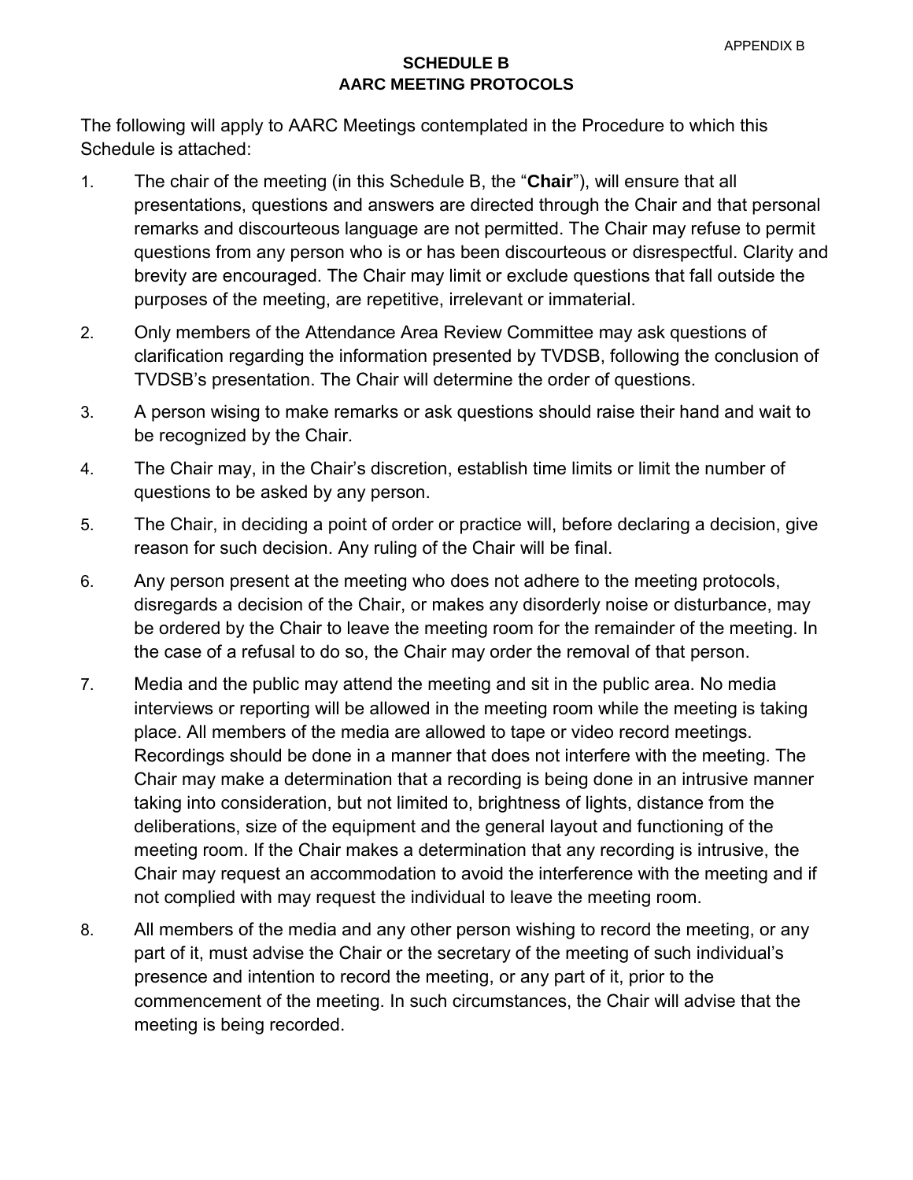APPENDIX B

# SCHEDULE B
## AARC MEETING PROTOCOLS

The following will apply to AARC Meetings contemplated in the Procedure to which this Schedule is attached:

1. The chair of the meeting (in this Schedule B, the "**Chair**"), will ensure that all presentations, questions and answers are directed through the Chair and that personal remarks and discourteous language are not permitted. The Chair may refuse to permit questions from any person who is or has been discourteous or disrespectful. Clarity and brevity are encouraged. The Chair may limit or exclude questions that fall outside the purposes of the meeting, are repetitive, irrelevant or immaterial.

2. Only members of the Attendance Area Review Committee may ask questions of clarification regarding the information presented by TVDSB, following the conclusion of TVDSB's presentation. The Chair will determine the order of questions.

3. A person wising to make remarks or ask questions should raise their hand and wait to be recognized by the Chair.

4. The Chair may, in the Chair's discretion, establish time limits or limit the number of questions to be asked by any person.

5. The Chair, in deciding a point of order or practice will, before declaring a decision, give reason for such decision. Any ruling of the Chair will be final.

6. Any person present at the meeting who does not adhere to the meeting protocols, disregards a decision of the Chair, or makes any disorderly noise or disturbance, may be ordered by the Chair to leave the meeting room for the remainder of the meeting. In the case of a refusal to do so, the Chair may order the removal of that person.

7. Media and the public may attend the meeting and sit in the public area. No media interviews or reporting will be allowed in the meeting room while the meeting is taking place. All members of the media are allowed to tape or video record meetings. Recordings should be done in a manner that does not interfere with the meeting. The Chair may make a determination that a recording is being done in an intrusive manner taking into consideration, but not limited to, brightness of lights, distance from the deliberations, size of the equipment and the general layout and functioning of the meeting room. If the Chair makes a determination that any recording is intrusive, the Chair may request an accommodation to avoid the interference with the meeting and if not complied with may request the individual to leave the meeting room.

8. All members of the media and any other person wishing to record the meeting, or any part of it, must advise the Chair or the secretary of the meeting of such individual's presence and intention to record the meeting, or any part of it, prior to the commencement of the meeting. In such circumstances, the Chair will advise that the meeting is being recorded.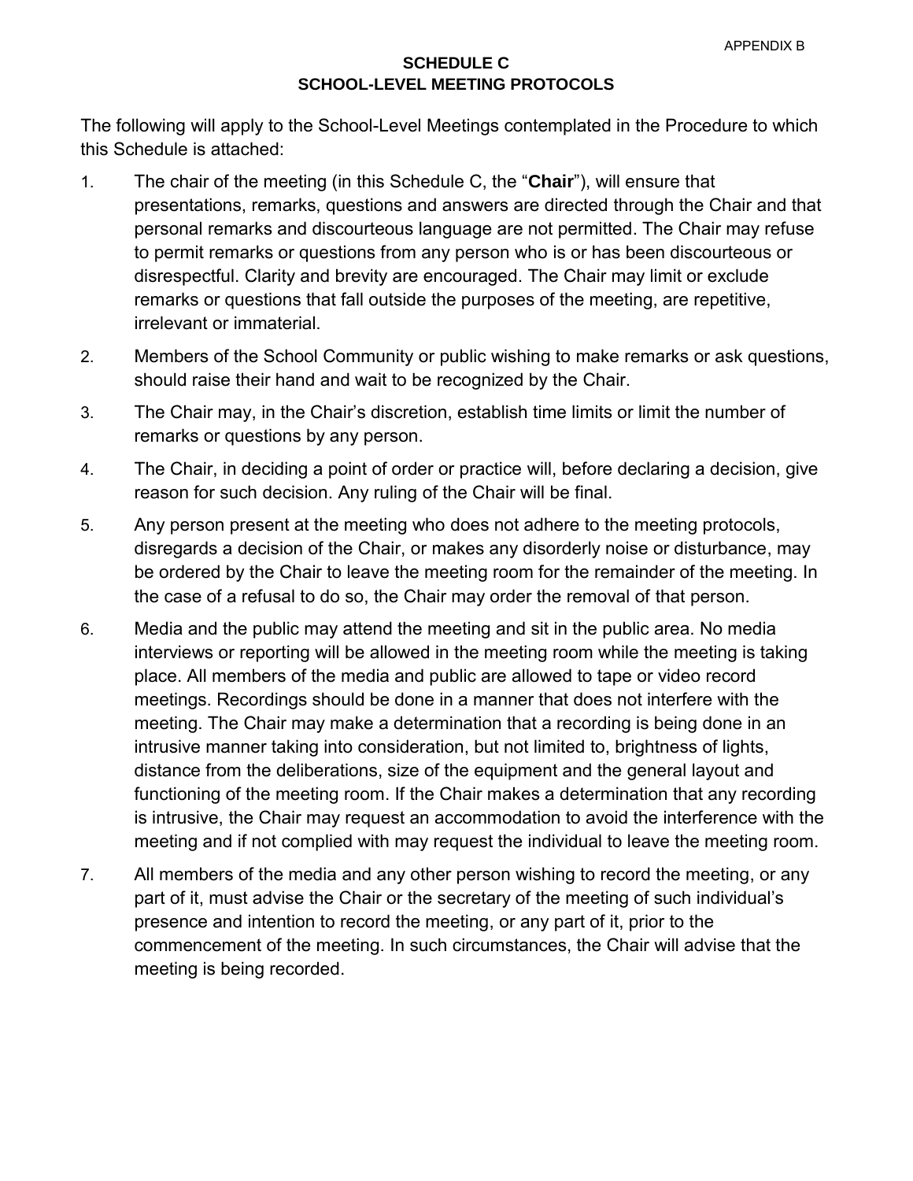APPENDIX B

# SCHEDULE C
## SCHOOL-LEVEL MEETING PROTOCOLS

The following will apply to the School-Level Meetings contemplated in the Procedure to which this Schedule is attached:

1. The chair of the meeting (in this Schedule C, the "**Chair**"), will ensure that presentations, remarks, questions and answers are directed through the Chair and that personal remarks and discourteous language are not permitted. The Chair may refuse to permit remarks or questions from any person who is or has been discourteous or disrespectful. Clarity and brevity are encouraged. The Chair may limit or exclude remarks or questions that fall outside the purposes of the meeting, are repetitive, irrelevant or immaterial.

2. Members of the School Community or public wishing to make remarks or ask questions, should raise their hand and wait to be recognized by the Chair.

3. The Chair may, in the Chair's discretion, establish time limits or limit the number of remarks or questions by any person.

4. The Chair, in deciding a point of order or practice will, before declaring a decision, give reason for such decision. Any ruling of the Chair will be final.

5. Any person present at the meeting who does not adhere to the meeting protocols, disregards a decision of the Chair, or makes any disorderly noise or disturbance, may be ordered by the Chair to leave the meeting room for the remainder of the meeting. In the case of a refusal to do so, the Chair may order the removal of that person.

6. Media and the public may attend the meeting and sit in the public area. No media interviews or reporting will be allowed in the meeting room while the meeting is taking place. All members of the media and public are allowed to tape or video record meetings. Recordings should be done in a manner that does not interfere with the meeting. The Chair may make a determination that a recording is being done in an intrusive manner taking into consideration, but not limited to, brightness of lights, distance from the deliberations, size of the equipment and the general layout and functioning of the meeting room. If the Chair makes a determination that any recording is intrusive, the Chair may request an accommodation to avoid the interference with the meeting and if not complied with may request the individual to leave the meeting room.

7. All members of the media and any other person wishing to record the meeting, or any part of it, must advise the Chair or the secretary of the meeting of such individual's presence and intention to record the meeting, or any part of it, prior to the commencement of the meeting. In such circumstances, the Chair will advise that the meeting is being recorded.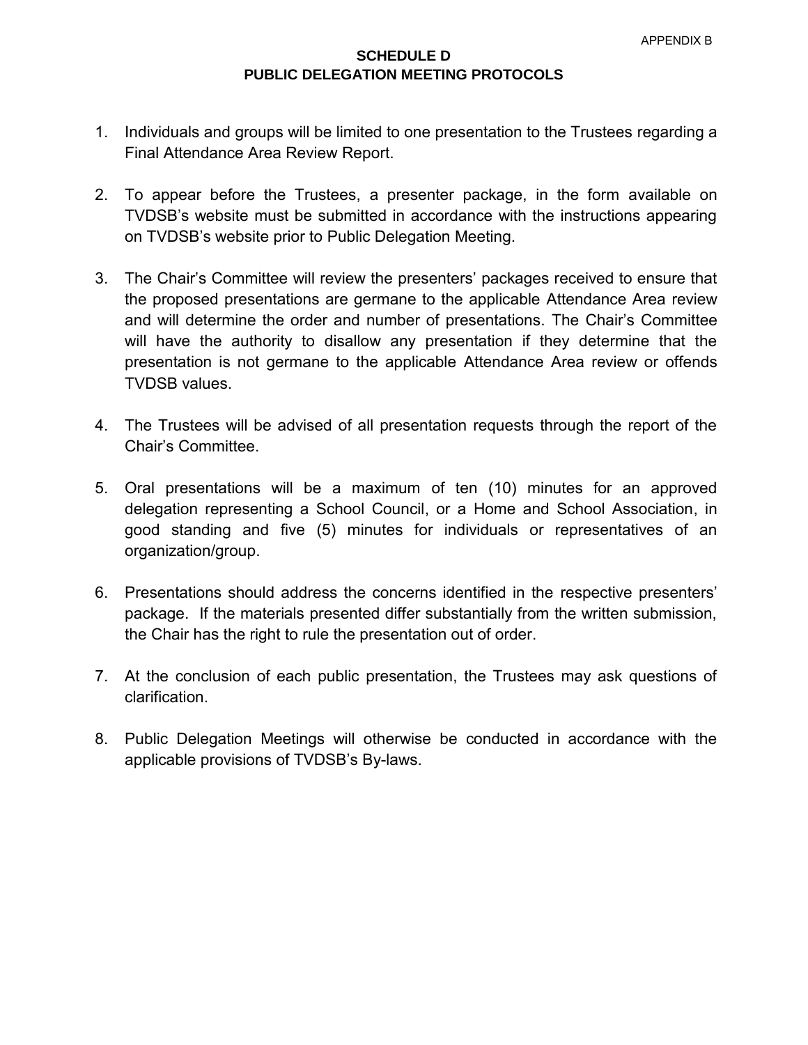APPENDIX B

# SCHEDULE D
## PUBLIC DELEGATION MEETING PROTOCOLS

1. Individuals and groups will be limited to one presentation to the Trustees regarding a Final Attendance Area Review Report.

2. To appear before the Trustees, a presenter package, in the form available on TVDSB's website must be submitted in accordance with the instructions appearing on TVDSB's website prior to Public Delegation Meeting.

3. The Chair's Committee will review the presenters' packages received to ensure that the proposed presentations are germane to the applicable Attendance Area review and will determine the order and number of presentations. The Chair's Committee will have the authority to disallow any presentation if they determine that the presentation is not germane to the applicable Attendance Area review or offends TVDSB values.

4. The Trustees will be advised of all presentation requests through the report of the Chair's Committee.

5. Oral presentations will be a maximum of ten (10) minutes for an approved delegation representing a School Council, or a Home and School Association, in good standing and five (5) minutes for individuals or representatives of an organization/group.

6. Presentations should address the concerns identified in the respective presenters' package. If the materials presented differ substantially from the written submission, the Chair has the right to rule the presentation out of order.

7. At the conclusion of each public presentation, the Trustees may ask questions of clarification.

8. Public Delegation Meetings will otherwise be conducted in accordance with the applicable provisions of TVDSB's By-laws.